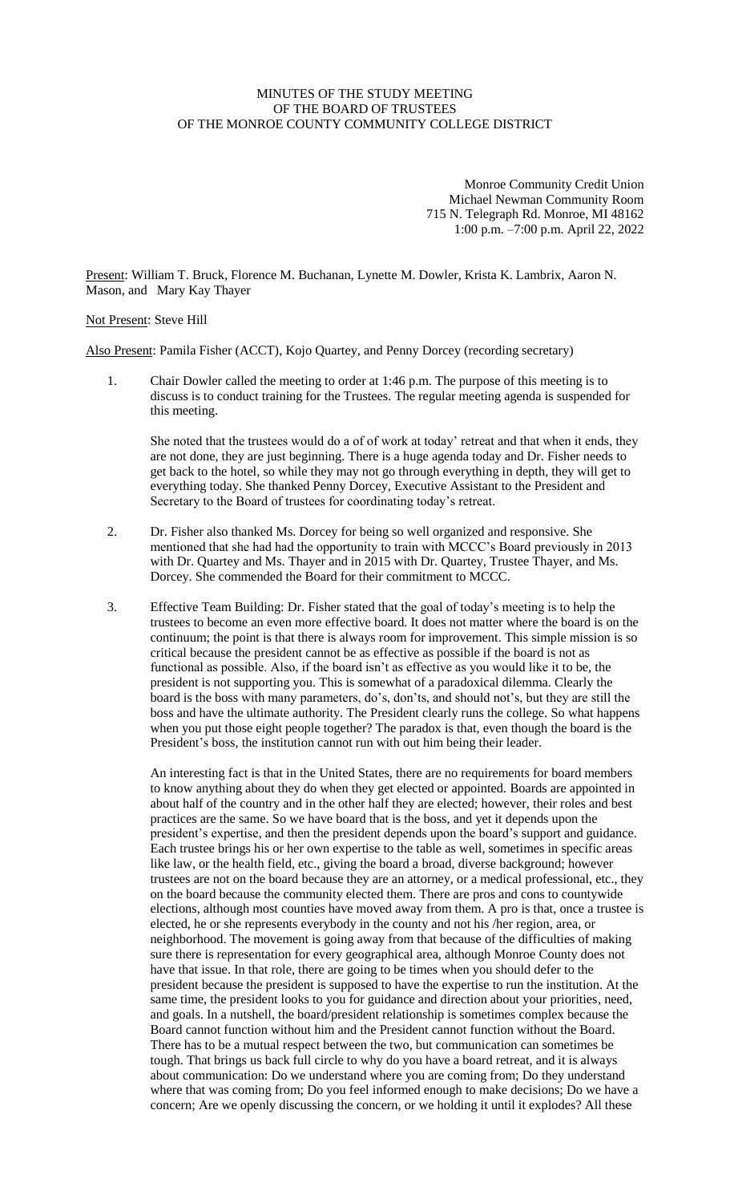MINUTES OF THE STUDY MEETING
OF THE BOARD OF TRUSTEES
OF THE MONROE COUNTY COMMUNITY COLLEGE DISTRICT

Monroe Community Credit Union
Michael Newman Community Room
715 N. Telegraph Rd. Monroe, MI 48162
1:00 p.m. –7:00 p.m. April 22, 2022

Present: William T. Bruck, Florence M. Buchanan, Lynette M. Dowler, Krista K. Lambrix, Aaron N. Mason, and Mary Kay Thayer

Not Present: Steve Hill

Also Present: Pamila Fisher (ACCT), Kojo Quartey, and Penny Dorcey (recording secretary)

1. Chair Dowler called the meeting to order at 1:46 p.m. The purpose of this meeting is to discuss is to conduct training for the Trustees. The regular meeting agenda is suspended for this meeting.

   She noted that the trustees would do a of of work at today' retreat and that when it ends, they are not done, they are just beginning. There is a huge agenda today and Dr. Fisher needs to get back to the hotel, so while they may not go through everything in depth, they will get to everything today. She thanked Penny Dorcey, Executive Assistant to the President and Secretary to the Board of trustees for coordinating today's retreat.

2. Dr. Fisher also thanked Ms. Dorcey for being so well organized and responsive. She mentioned that she had had the opportunity to train with MCCC's Board previously in 2013 with Dr. Quartey and Ms. Thayer and in 2015 with Dr. Quartey, Trustee Thayer, and Ms. Dorcey. She commended the Board for their commitment to MCCC.

3. Effective Team Building: Dr. Fisher stated that the goal of today's meeting is to help the trustees to become an even more effective board. It does not matter where the board is on the continuum; the point is that there is always room for improvement. This simple mission is so critical because the president cannot be as effective as possible if the board is not as functional as possible. Also, if the board isn't as effective as you would like it to be, the president is not supporting you. This is somewhat of a paradoxical dilemma. Clearly the board is the boss with many parameters, do's, don'ts, and should not's, but they are still the boss and have the ultimate authority. The President clearly runs the college. So what happens when you put those eight people together? The paradox is that, even though the board is the President's boss, the institution cannot run with out him being their leader.

   An interesting fact is that in the United States, there are no requirements for board members to know anything about they do when they get elected or appointed. Boards are appointed in about half of the country and in the other half they are elected; however, their roles and best practices are the same. So we have board that is the boss, and yet it depends upon the president's expertise, and then the president depends upon the board's support and guidance. Each trustee brings his or her own expertise to the table as well, sometimes in specific areas like law, or the health field, etc., giving the board a broad, diverse background; however trustees are not on the board because they are an attorney, or a medical professional, etc., they on the board because the community elected them. There are pros and cons to countywide elections, although most counties have moved away from them. A pro is that, once a trustee is elected, he or she represents everybody in the county and not his /her region, area, or neighborhood. The movement is going away from that because of the difficulties of making sure there is representation for every geographical area, although Monroe County does not have that issue. In that role, there are going to be times when you should defer to the president because the president is supposed to have the expertise to run the institution. At the same time, the president looks to you for guidance and direction about your priorities, need, and goals. In a nutshell, the board/president relationship is sometimes complex because the Board cannot function without him and the President cannot function without the Board. There has to be a mutual respect between the two, but communication can sometimes be tough. That brings us back full circle to why do you have a board retreat, and it is always about communication: Do we understand where you are coming from; Do they understand where that was coming from; Do you feel informed enough to make decisions; Do we have a concern; Are we openly discussing the concern, or we holding it until it explodes? All these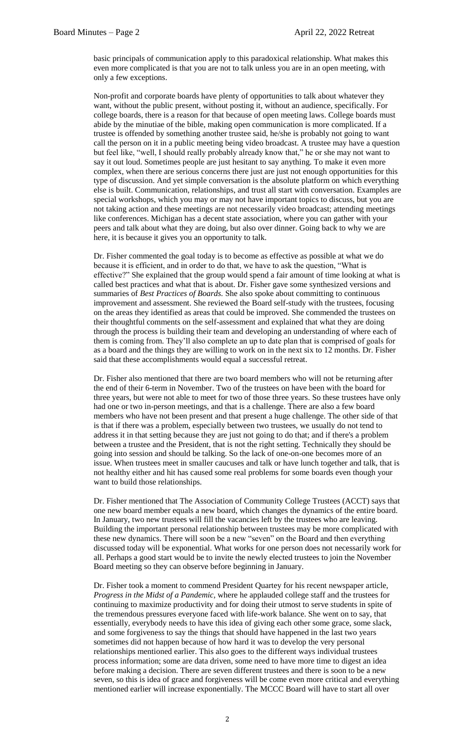basic principals of communication apply to this paradoxical relationship. What makes this even more complicated is that you are not to talk unless you are in an open meeting, with only a few exceptions.

Non-profit and corporate boards have plenty of opportunities to talk about whatever they want, without the public present, without posting it, without an audience, specifically. For college boards, there is a reason for that because of open meeting laws. College boards must abide by the minutiae of the bible, making open communication is more complicated. If a trustee is offended by something another trustee said, he/she is probably not going to want call the person on it in a public meeting being video broadcast. A trustee may have a question but feel like, "well, I should really probably already know that," he or she may not want to say it out loud. Sometimes people are just hesitant to say anything. To make it even more complex, when there are serious concerns there just are just not enough opportunities for this type of discussion. And yet simple conversation is the absolute platform on which everything else is built. Communication, relationships, and trust all start with conversation. Examples are special workshops, which you may or may not have important topics to discuss, but you are not taking action and these meetings are not necessarily video broadcast; attending meetings like conferences. Michigan has a decent state association, where you can gather with your peers and talk about what they are doing, but also over dinner. Going back to why we are here, it is because it gives you an opportunity to talk.

Dr. Fisher commented the goal today is to become as effective as possible at what we do because it is efficient, and in order to do that, we have to ask the question, "What is effective?" She explained that the group would spend a fair amount of time looking at what is called best practices and what that is about. Dr. Fisher gave some synthesized versions and summaries of *Best Practices of Boards.* She also spoke about committing to continuous improvement and assessment. She reviewed the Board self-study with the trustees, focusing on the areas they identified as areas that could be improved. She commended the trustees on their thoughtful comments on the self-assessment and explained that what they are doing through the process is building their team and developing an understanding of where each of them is coming from. They'll also complete an up to date plan that is comprised of goals for as a board and the things they are willing to work on in the next six to 12 months. Dr. Fisher said that these accomplishments would equal a successful retreat.

Dr. Fisher also mentioned that there are two board members who will not be returning after the end of their 6-term in November. Two of the trustees on have been with the board for three years, but were not able to meet for two of those three years. So these trustees have only had one or two in-person meetings, and that is a challenge. There are also a few board members who have not been present and that present a huge challenge. The other side of that is that if there was a problem, especially between two trustees, we usually do not tend to address it in that setting because they are just not going to do that; and if there's a problem between a trustee and the President, that is not the right setting. Technically they should be going into session and should be talking. So the lack of one-on-one becomes more of an issue. When trustees meet in smaller caucuses and talk or have lunch together and talk, that is not healthy either and hit has caused some real problems for some boards even though your want to build those relationships.

Dr. Fisher mentioned that The Association of Community College Trustees (ACCT) says that one new board member equals a new board, which changes the dynamics of the entire board. In January, two new trustees will fill the vacancies left by the trustees who are leaving. Building the important personal relationship between trustees may be more complicated with these new dynamics. There will soon be a new "seven" on the Board and then everything discussed today will be exponential. What works for one person does not necessarily work for all. Perhaps a good start would be to invite the newly elected trustees to join the November Board meeting so they can observe before beginning in January.

Dr. Fisher took a moment to commend President Quartey for his recent newspaper article, *Progress in the Midst of a Pandemic,* where he applauded college staff and the trustees for continuing to maximize productivity and for doing their utmost to serve students in spite of the tremendous pressures everyone faced with life-work balance. She went on to say, that essentially, everybody needs to have this idea of giving each other some grace, some slack, and some forgiveness to say the things that should have happened in the last two years sometimes did not happen because of how hard it was to develop the very personal relationships mentioned earlier. This also goes to the different ways individual trustees process information; some are data driven, some need to have more time to digest an idea before making a decision. There are seven different trustees and there is soon to be a new seven, so this is idea of grace and forgiveness will be come even more critical and everything mentioned earlier will increase exponentially. The MCCC Board will have to start all over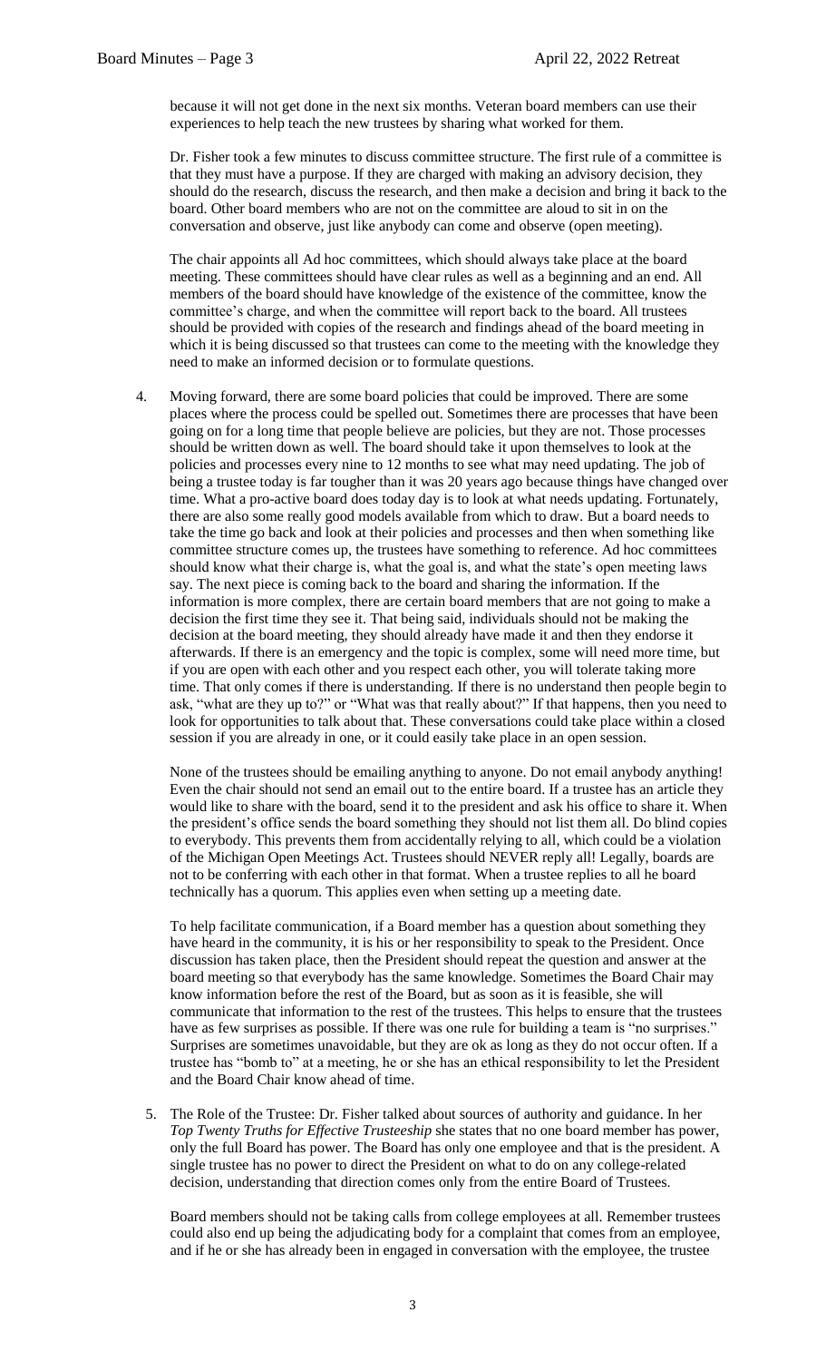because it will not get done in the next six months. Veteran board members can use their experiences to help teach the new trustees by sharing what worked for them.

Dr. Fisher took a few minutes to discuss committee structure. The first rule of a committee is that they must have a purpose. If they are charged with making an advisory decision, they should do the research, discuss the research, and then make a decision and bring it back to the board. Other board members who are not on the committee are aloud to sit in on the conversation and observe, just like anybody can come and observe (open meeting).

The chair appoints all Ad hoc committees, which should always take place at the board meeting. These committees should have clear rules as well as a beginning and an end. All members of the board should have knowledge of the existence of the committee, know the committee's charge, and when the committee will report back to the board. All trustees should be provided with copies of the research and findings ahead of the board meeting in which it is being discussed so that trustees can come to the meeting with the knowledge they need to make an informed decision or to formulate questions.

4. Moving forward, there are some board policies that could be improved. There are some places where the process could be spelled out. Sometimes there are processes that have been going on for a long time that people believe are policies, but they are not. Those processes should be written down as well. The board should take it upon themselves to look at the policies and processes every nine to 12 months to see what may need updating. The job of being a trustee today is far tougher than it was 20 years ago because things have changed over time. What a pro-active board does today day is to look at what needs updating. Fortunately, there are also some really good models available from which to draw. But a board needs to take the time go back and look at their policies and processes and then when something like committee structure comes up, the trustees have something to reference. Ad hoc committees should know what their charge is, what the goal is, and what the state's open meeting laws say. The next piece is coming back to the board and sharing the information. If the information is more complex, there are certain board members that are not going to make a decision the first time they see it. That being said, individuals should not be making the decision at the board meeting, they should already have made it and then they endorse it afterwards. If there is an emergency and the topic is complex, some will need more time, but if you are open with each other and you respect each other, you will tolerate taking more time. That only comes if there is understanding. If there is no understand then people begin to ask, "what are they up to?" or "What was that really about?" If that happens, then you need to look for opportunities to talk about that. These conversations could take place within a closed session if you are already in one, or it could easily take place in an open session.

   None of the trustees should be emailing anything to anyone. Do not email anybody anything! Even the chair should not send an email out to the entire board. If a trustee has an article they would like to share with the board, send it to the president and ask his office to share it. When the president's office sends the board something they should not list them all. Do blind copies to everybody. This prevents them from accidentally relying to all, which could be a violation of the Michigan Open Meetings Act. Trustees should NEVER reply all! Legally, boards are not to be conferring with each other in that format. When a trustee replies to all he board technically has a quorum. This applies even when setting up a meeting date.

   To help facilitate communication, if a Board member has a question about something they have heard in the community, it is his or her responsibility to speak to the President. Once discussion has taken place, then the President should repeat the question and answer at the board meeting so that everybody has the same knowledge. Sometimes the Board Chair may know information before the rest of the Board, but as soon as it is feasible, she will communicate that information to the rest of the trustees. This helps to ensure that the trustees have as few surprises as possible. If there was one rule for building a team is "no surprises." Surprises are sometimes unavoidable, but they are ok as long as they do not occur often. If a trustee has "bomb to" at a meeting, he or she has an ethical responsibility to let the President and the Board Chair know ahead of time.

5. The Role of the Trustee: Dr. Fisher talked about sources of authority and guidance. In her *Top Twenty Truths for Effective Trusteeship* she states that no one board member has power, only the full Board has power. The Board has only one employee and that is the president. A single trustee has no power to direct the President on what to do on any college-related decision, understanding that direction comes only from the entire Board of Trustees.

   Board members should not be taking calls from college employees at all. Remember trustees could also end up being the adjudicating body for a complaint that comes from an employee, and if he or she has already been in engaged in conversation with the employee, the trustee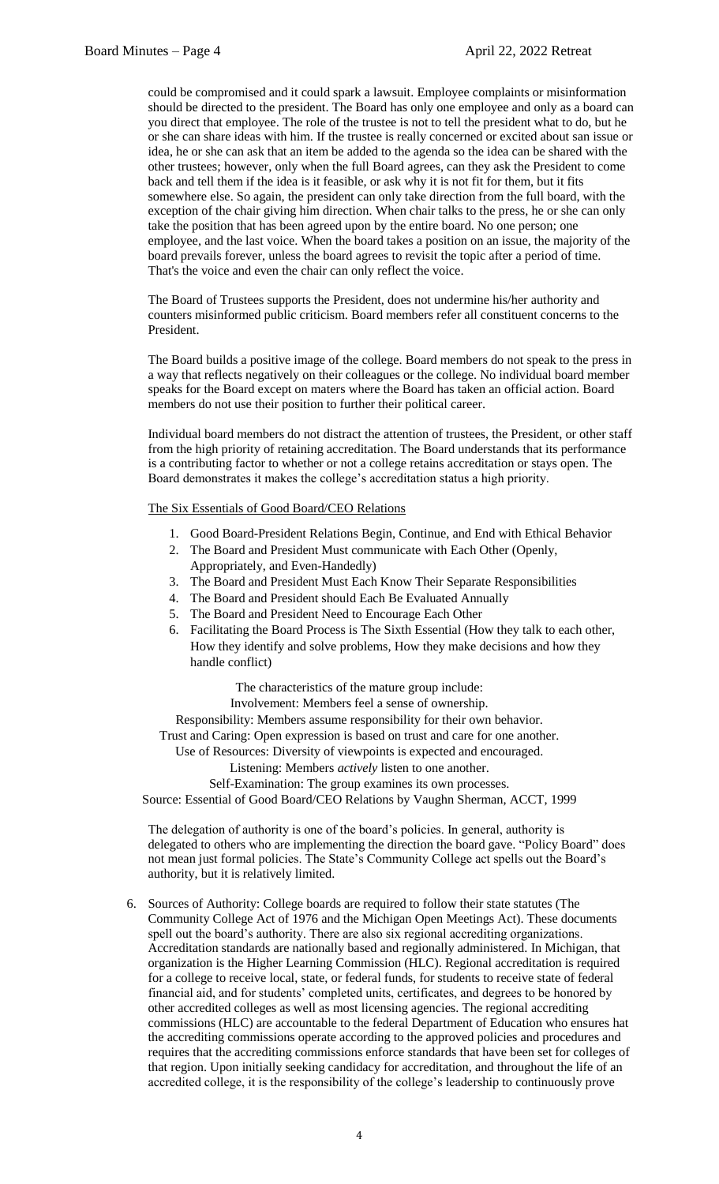could be compromised and it could spark a lawsuit. Employee complaints or misinformation should be directed to the president. The Board has only one employee and only as a board can you direct that employee. The role of the trustee is not to tell the president what to do, but he or she can share ideas with him. If the trustee is really concerned or excited about san issue or idea, he or she can ask that an item be added to the agenda so the idea can be shared with the other trustees; however, only when the full Board agrees, can they ask the President to come back and tell them if the idea is it feasible, or ask why it is not fit for them, but it fits somewhere else. So again, the president can only take direction from the full board, with the exception of the chair giving him direction. When chair talks to the press, he or she can only take the position that has been agreed upon by the entire board. No one person; one employee, and the last voice. When the board takes a position on an issue, the majority of the board prevails forever, unless the board agrees to revisit the topic after a period of time. That's the voice and even the chair can only reflect the voice.

The Board of Trustees supports the President, does not undermine his/her authority and counters misinformed public criticism. Board members refer all constituent concerns to the President.

The Board builds a positive image of the college. Board members do not speak to the press in a way that reflects negatively on their colleagues or the college. No individual board member speaks for the Board except on maters where the Board has taken an official action. Board members do not use their position to further their political career.

Individual board members do not distract the attention of trustees, the President, or other staff from the high priority of retaining accreditation. The Board understands that its performance is a contributing factor to whether or not a college retains accreditation or stays open. The Board demonstrates it makes the college's accreditation status a high priority.

The Six Essentials of Good Board/CEO Relations

1. Good Board-President Relations Begin, Continue, and End with Ethical Behavior
2. The Board and President Must communicate with Each Other (Openly, Appropriately, and Even-Handedly)
3. The Board and President Must Each Know Their Separate Responsibilities
4. The Board and President should Each Be Evaluated Annually
5. The Board and President Need to Encourage Each Other
6. Facilitating the Board Process is The Sixth Essential (How they talk to each other, How they identify and solve problems, How they make decisions and how they handle conflict)

The characteristics of the mature group include:
Involvement: Members feel a sense of ownership.
Responsibility: Members assume responsibility for their own behavior.
Trust and Caring: Open expression is based on trust and care for one another.
Use of Resources: Diversity of viewpoints is expected and encouraged.
Listening: Members *actively* listen to one another.
Self-Examination: The group examines its own processes.
Source: Essential of Good Board/CEO Relations by Vaughn Sherman, ACCT, 1999

The delegation of authority is one of the board's policies. In general, authority is delegated to others who are implementing the direction the board gave. "Policy Board" does not mean just formal policies. The State's Community College act spells out the Board's authority, but it is relatively limited.

6. Sources of Authority: College boards are required to follow their state statutes (The Community College Act of 1976 and the Michigan Open Meetings Act). These documents spell out the board's authority. There are also six regional accrediting organizations. Accreditation standards are nationally based and regionally administered. In Michigan, that organization is the Higher Learning Commission (HLC). Regional accreditation is required for a college to receive local, state, or federal funds, for students to receive state of federal financial aid, and for students' completed units, certificates, and degrees to be honored by other accredited colleges as well as most licensing agencies. The regional accrediting commissions (HLC) are accountable to the federal Department of Education who ensures hat the accrediting commissions operate according to the approved policies and procedures and requires that the accrediting commissions enforce standards that have been set for colleges of that region. Upon initially seeking candidacy for accreditation, and throughout the life of an accredited college, it is the responsibility of the college's leadership to continuously prove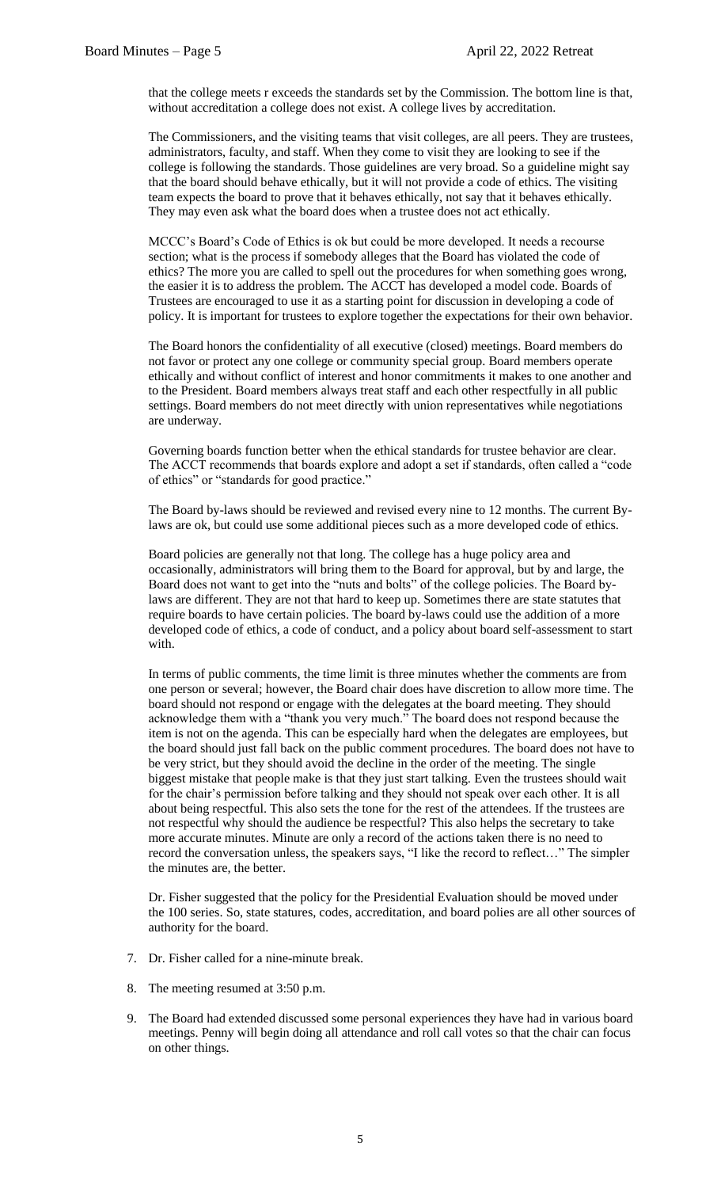that the college meets r exceeds the standards set by the Commission. The bottom line is that, without accreditation a college does not exist. A college lives by accreditation.

The Commissioners, and the visiting teams that visit colleges, are all peers. They are trustees, administrators, faculty, and staff. When they come to visit they are looking to see if the college is following the standards. Those guidelines are very broad. So a guideline might say that the board should behave ethically, but it will not provide a code of ethics. The visiting team expects the board to prove that it behaves ethically, not say that it behaves ethically. They may even ask what the board does when a trustee does not act ethically.

MCCC's Board's Code of Ethics is ok but could be more developed. It needs a recourse section; what is the process if somebody alleges that the Board has violated the code of ethics? The more you are called to spell out the procedures for when something goes wrong, the easier it is to address the problem. The ACCT has developed a model code. Boards of Trustees are encouraged to use it as a starting point for discussion in developing a code of policy. It is important for trustees to explore together the expectations for their own behavior.

The Board honors the confidentiality of all executive (closed) meetings. Board members do not favor or protect any one college or community special group. Board members operate ethically and without conflict of interest and honor commitments it makes to one another and to the President. Board members always treat staff and each other respectfully in all public settings. Board members do not meet directly with union representatives while negotiations are underway.

Governing boards function better when the ethical standards for trustee behavior are clear. The ACCT recommends that boards explore and adopt a set if standards, often called a "code of ethics" or "standards for good practice."

The Board by-laws should be reviewed and revised every nine to 12 months. The current By-laws are ok, but could use some additional pieces such as a more developed code of ethics.

Board policies are generally not that long. The college has a huge policy area and occasionally, administrators will bring them to the Board for approval, but by and large, the Board does not want to get into the "nuts and bolts" of the college policies. The Board by-laws are different. They are not that hard to keep up. Sometimes there are state statutes that require boards to have certain policies. The board by-laws could use the addition of a more developed code of ethics, a code of conduct, and a policy about board self-assessment to start with.

In terms of public comments, the time limit is three minutes whether the comments are from one person or several; however, the Board chair does have discretion to allow more time. The board should not respond or engage with the delegates at the board meeting. They should acknowledge them with a "thank you very much." The board does not respond because the item is not on the agenda. This can be especially hard when the delegates are employees, but the board should just fall back on the public comment procedures. The board does not have to be very strict, but they should avoid the decline in the order of the meeting. The single biggest mistake that people make is that they just start talking. Even the trustees should wait for the chair's permission before talking and they should not speak over each other. It is all about being respectful. This also sets the tone for the rest of the attendees. If the trustees are not respectful why should the audience be respectful? This also helps the secretary to take more accurate minutes. Minute are only a record of the actions taken there is no need to record the conversation unless, the speakers says, "I like the record to reflect…" The simpler the minutes are, the better.

Dr. Fisher suggested that the policy for the Presidential Evaluation should be moved under the 100 series. So, state statures, codes, accreditation, and board polies are all other sources of authority for the board.

7. Dr. Fisher called for a nine-minute break.

8. The meeting resumed at 3:50 p.m.

9. The Board had extended discussed some personal experiences they have had in various board meetings. Penny will begin doing all attendance and roll call votes so that the chair can focus on other things.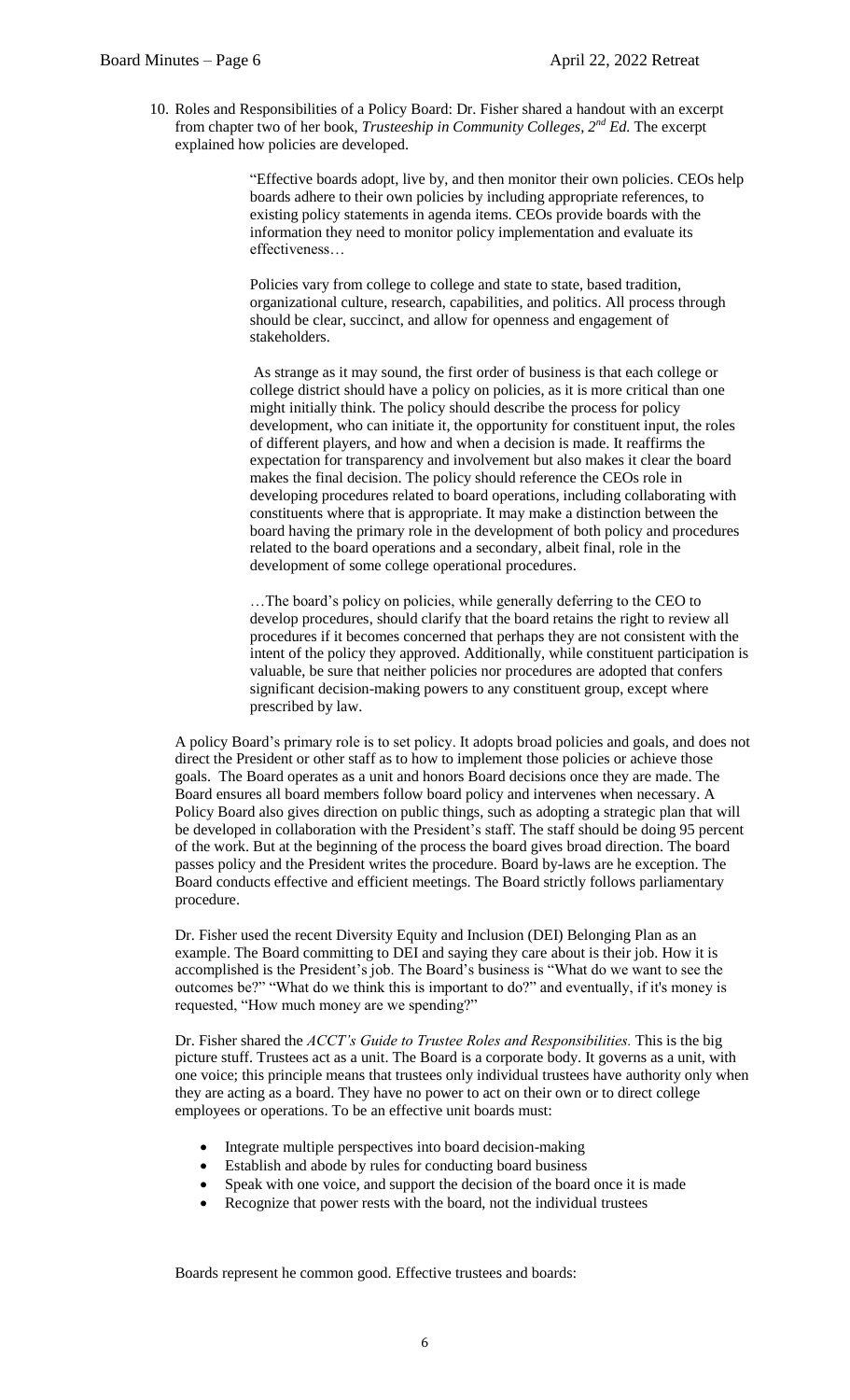10. Roles and Responsibilities of a Policy Board: Dr. Fisher shared a handout with an excerpt from chapter two of her book, *Trusteeship in Community Colleges, 2nd Ed.* The excerpt explained how policies are developed.

> "Effective boards adopt, live by, and then monitor their own policies. CEOs help boards adhere to their own policies by including appropriate references, to existing policy statements in agenda items. CEOs provide boards with the information they need to monitor policy implementation and evaluate its effectiveness…
>
> Policies vary from college to college and state to state, based tradition, organizational culture, research, capabilities, and politics. All process through should be clear, succinct, and allow for openness and engagement of stakeholders.
>
> As strange as it may sound, the first order of business is that each college or college district should have a policy on policies, as it is more critical than one might initially think. The policy should describe the process for policy development, who can initiate it, the opportunity for constituent input, the roles of different players, and how and when a decision is made. It reaffirms the expectation for transparency and involvement but also makes it clear the board makes the final decision. The policy should reference the CEOs role in developing procedures related to board operations, including collaborating with constituents where that is appropriate. It may make a distinction between the board having the primary role in the development of both policy and procedures related to the board operations and a secondary, albeit final, role in the development of some college operational procedures.
>
> …The board's policy on policies, while generally deferring to the CEO to develop procedures, should clarify that the board retains the right to review all procedures if it becomes concerned that perhaps they are not consistent with the intent of the policy they approved. Additionally, while constituent participation is valuable, be sure that neither policies nor procedures are adopted that confers significant decision-making powers to any constituent group, except where prescribed by law.

A policy Board's primary role is to set policy. It adopts broad policies and goals, and does not direct the President or other staff as to how to implement those policies or achieve those goals. The Board operates as a unit and honors Board decisions once they are made. The Board ensures all board members follow board policy and intervenes when necessary. A Policy Board also gives direction on public things, such as adopting a strategic plan that will be developed in collaboration with the President's staff. The staff should be doing 95 percent of the work. But at the beginning of the process the board gives broad direction. The board passes policy and the President writes the procedure. Board by-laws are he exception. The Board conducts effective and efficient meetings. The Board strictly follows parliamentary procedure.

Dr. Fisher used the recent Diversity Equity and Inclusion (DEI) Belonging Plan as an example. The Board committing to DEI and saying they care about is their job. How it is accomplished is the President's job. The Board's business is "What do we want to see the outcomes be?" "What do we think this is important to do?" and eventually, if it's money is requested, "How much money are we spending?"

Dr. Fisher shared the *ACCT's Guide to Trustee Roles and Responsibilities.* This is the big picture stuff. Trustees act as a unit. The Board is a corporate body. It governs as a unit, with one voice; this principle means that trustees only individual trustees have authority only when they are acting as a board. They have no power to act on their own or to direct college employees or operations. To be an effective unit boards must:

- Integrate multiple perspectives into board decision-making
- Establish and abode by rules for conducting board business
- Speak with one voice, and support the decision of the board once it is made
- Recognize that power rests with the board, not the individual trustees

Boards represent he common good. Effective trustees and boards: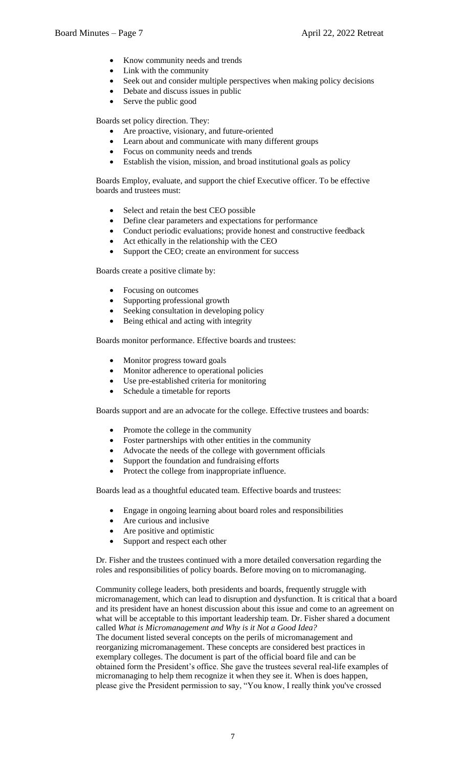- Know community needs and trends
- Link with the community
- Seek out and consider multiple perspectives when making policy decisions
- Debate and discuss issues in public
- Serve the public good

Boards set policy direction. They:

- Are proactive, visionary, and future-oriented
- Learn about and communicate with many different groups
- Focus on community needs and trends
- Establish the vision, mission, and broad institutional goals as policy

Boards Employ, evaluate, and support the chief Executive officer. To be effective boards and trustees must:

- Select and retain the best CEO possible
- Define clear parameters and expectations for performance
- Conduct periodic evaluations; provide honest and constructive feedback
- Act ethically in the relationship with the CEO
- Support the CEO; create an environment for success

Boards create a positive climate by:

- Focusing on outcomes
- Supporting professional growth
- Seeking consultation in developing policy
- Being ethical and acting with integrity

Boards monitor performance. Effective boards and trustees:

- Monitor progress toward goals
- Monitor adherence to operational policies
- Use pre-established criteria for monitoring
- Schedule a timetable for reports

Boards support and are an advocate for the college. Effective trustees and boards:

- Promote the college in the community
- Foster partnerships with other entities in the community
- Advocate the needs of the college with government officials
- Support the foundation and fundraising efforts
- Protect the college from inappropriate influence.

Boards lead as a thoughtful educated team. Effective boards and trustees:

- Engage in ongoing learning about board roles and responsibilities
- Are curious and inclusive
- Are positive and optimistic
- Support and respect each other

Dr. Fisher and the trustees continued with a more detailed conversation regarding the roles and responsibilities of policy boards. Before moving on to micromanaging.

Community college leaders, both presidents and boards, frequently struggle with micromanagement, which can lead to disruption and dysfunction. It is critical that a board and its president have an honest discussion about this issue and come to an agreement on what will be acceptable to this important leadership team. Dr. Fisher shared a document called *What is Micromanagement and Why is it Not a Good Idea?*
The document listed several concepts on the perils of micromanagement and reorganizing micromanagement. These concepts are considered best practices in exemplary colleges. The document is part of the official board file and can be obtained form the President's office. She gave the trustees several real-life examples of micromanaging to help them recognize it when they see it. When is does happen, please give the President permission to say, "You know, I really think you've crossed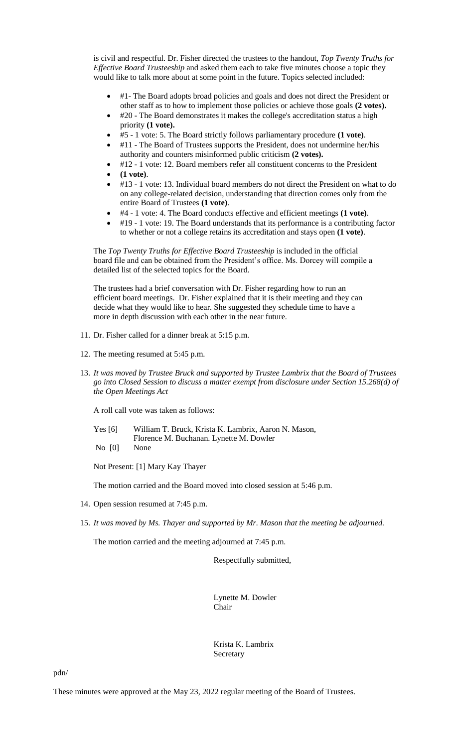is civil and respectful. Dr. Fisher directed the trustees to the handout, *Top Twenty Truths for Effective Board Trusteeship* and asked them each to take five minutes choose a topic they would like to talk more about at some point in the future. Topics selected included:

- #1- The Board adopts broad policies and goals and does not direct the President or other staff as to how to implement those policies or achieve those goals **(2 votes).**
- #20 - The Board demonstrates it makes the college's accreditation status a high priority **(1 vote).**
- #5 - 1 vote: 5. The Board strictly follows parliamentary procedure **(1 vote)**.
- #11 - The Board of Trustees supports the President, does not undermine her/his authority and counters misinformed public criticism **(2 votes).**
- #12 - 1 vote: 12. Board members refer all constituent concerns to the President
- **(1 vote)**.
- #13 - 1 vote: 13. Individual board members do not direct the President on what to do on any college-related decision, understanding that direction comes only from the entire Board of Trustees **(1 vote)**.
- #4 - 1 vote: 4. The Board conducts effective and efficient meetings **(1 vote)**.
- #19 - 1 vote: 19. The Board understands that its performance is a contributing factor to whether or not a college retains its accreditation and stays open **(1 vote)**.

The *Top Twenty Truths for Effective Board Trusteeship* is included in the official board file and can be obtained from the President's office. Ms. Dorcey will compile a detailed list of the selected topics for the Board.

The trustees had a brief conversation with Dr. Fisher regarding how to run an efficient board meetings. Dr. Fisher explained that it is their meeting and they can decide what they would like to hear. She suggested they schedule time to have a more in depth discussion with each other in the near future.

11. Dr. Fisher called for a dinner break at 5:15 p.m.

12. The meeting resumed at 5:45 p.m.

13. *It was moved by Trustee Bruck and supported by Trustee Lambrix that the Board of Trustees go into Closed Session to discuss a matter exempt from disclosure under Section 15.268(d) of the Open Meetings Act*

    A roll call vote was taken as follows:

    Yes [6] William T. Bruck, Krista K. Lambrix, Aaron N. Mason, Florence M. Buchanan. Lynette M. Dowler
    No [0] None

    Not Present: [1] Mary Kay Thayer

    The motion carried and the Board moved into closed session at 5:46 p.m.

14. Open session resumed at 7:45 p.m.

15. *It was moved by Ms. Thayer and supported by Mr. Mason that the meeting be adjourned.*

    The motion carried and the meeting adjourned at 7:45 p.m.

Respectfully submitted,

Lynette M. Dowler
Chair

Krista K. Lambrix
Secretary

pdn/

These minutes were approved at the May 23, 2022 regular meeting of the Board of Trustees.